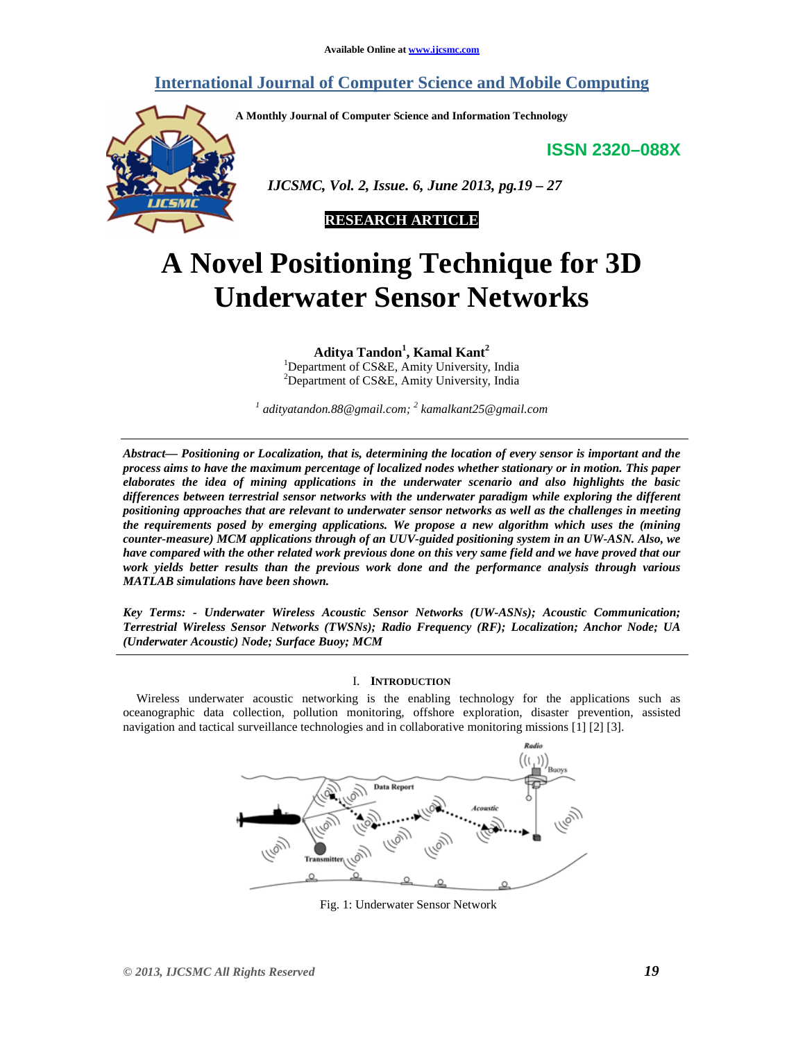Available Online at www.ijcsmc.com

# International Journal of Computer Science and Mobile Computing

A Monthly Journal of Computer Science and Information Technology

ISSN 2320–088X

*IJCSMC, Vol. 2, Issue. 6, June 2013, pg.19 – 27*

**RESEARCH ARTICLE**

# A Novel Positioning Technique for 3D Underwater Sensor Networks

**Aditya Tandon[1], Kamal Kant[2]**

[1]Department of CS&E, Amity University, India
[2]Department of CS&E, Amity University, India

*[1] adityatandon.88@gmail.com; [2] kamalkant25@gmail.com*

***Abstract***— ***Positioning or Localization, that is, determining the location of every sensor is important and the process aims to have the maximum percentage of localized nodes whether stationary or in motion. This paper elaborates the idea of mining applications in the underwater scenario and also highlights the basic differences between terrestrial sensor networks with the underwater paradigm while exploring the different positioning approaches that are relevant to underwater sensor networks as well as the challenges in meeting the requirements posed by emerging applications. We propose a new algorithm which uses the (mining counter-measure) MCM applications through of an UUV-guided positioning system in an UW-ASN. Also, we have compared with the other related work previous done on this very same field and we have proved that our work yields better results than the previous work done and the performance analysis through various MATLAB simulations have been shown.***

***Key Terms: - Underwater Wireless Acoustic Sensor Networks (UW-ASNs); Acoustic Communication; Terrestrial Wireless Sensor Networks (TWSNs); Radio Frequency (RF); Localization; Anchor Node; UA (Underwater Acoustic) Node; Surface Buoy; MCM***

## I. INTRODUCTION

Wireless underwater acoustic networking is the enabling technology for the applications such as oceanographic data collection, pollution monitoring, offshore exploration, disaster prevention, assisted navigation and tactical surveillance technologies and in collaborative monitoring missions [1] [2] [3].

Fig. 1: Underwater Sensor Network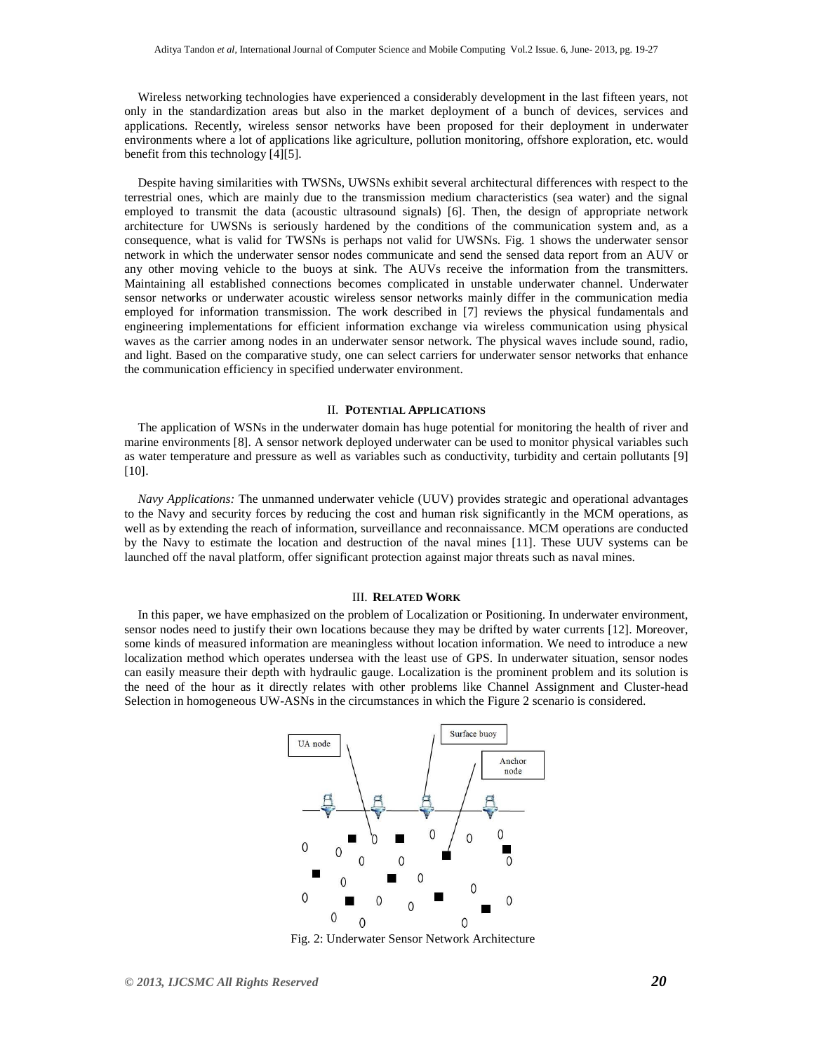Wireless networking technologies have experienced a considerably development in the last fifteen years, not only in the standardization areas but also in the market deployment of a bunch of devices, services and applications. Recently, wireless sensor networks have been proposed for their deployment in underwater environments where a lot of applications like agriculture, pollution monitoring, offshore exploration, etc. would benefit from this technology [4][5].

Despite having similarities with TWSNs, UWSNs exhibit several architectural differences with respect to the terrestrial ones, which are mainly due to the transmission medium characteristics (sea water) and the signal employed to transmit the data (acoustic ultrasound signals) [6]. Then, the design of appropriate network architecture for UWSNs is seriously hardened by the conditions of the communication system and, as a consequence, what is valid for TWSNs is perhaps not valid for UWSNs. Fig. 1 shows the underwater sensor network in which the underwater sensor nodes communicate and send the sensed data report from an AUV or any other moving vehicle to the buoys at sink. The AUVs receive the information from the transmitters. Maintaining all established connections becomes complicated in unstable underwater channel. Underwater sensor networks or underwater acoustic wireless sensor networks mainly differ in the communication media employed for information transmission. The work described in [7] reviews the physical fundamentals and engineering implementations for efficient information exchange via wireless communication using physical waves as the carrier among nodes in an underwater sensor network. The physical waves include sound, radio, and light. Based on the comparative study, one can select carriers for underwater sensor networks that enhance the communication efficiency in specified underwater environment.

## II. Potential Applications

The application of WSNs in the underwater domain has huge potential for monitoring the health of river and marine environments [8]. A sensor network deployed underwater can be used to monitor physical variables such as water temperature and pressure as well as variables such as conductivity, turbidity and certain pollutants [9] [10].

*Navy Applications:* The unmanned underwater vehicle (UUV) provides strategic and operational advantages to the Navy and security forces by reducing the cost and human risk significantly in the MCM operations, as well as by extending the reach of information, surveillance and reconnaissance. MCM operations are conducted by the Navy to estimate the location and destruction of the naval mines [11]. These UUV systems can be launched off the naval platform, offer significant protection against major threats such as naval mines.

## III. Related Work

In this paper, we have emphasized on the problem of Localization or Positioning. In underwater environment, sensor nodes need to justify their own locations because they may be drifted by water currents [12]. Moreover, some kinds of measured information are meaningless without location information. We need to introduce a new localization method which operates undersea with the least use of GPS. In underwater situation, sensor nodes can easily measure their depth with hydraulic gauge. Localization is the prominent problem and its solution is the need of the hour as it directly relates with other problems like Channel Assignment and Cluster-head Selection in homogeneous UW-ASNs in the circumstances in which the Figure 2 scenario is considered.

Fig. 2: Underwater Sensor Network Architecture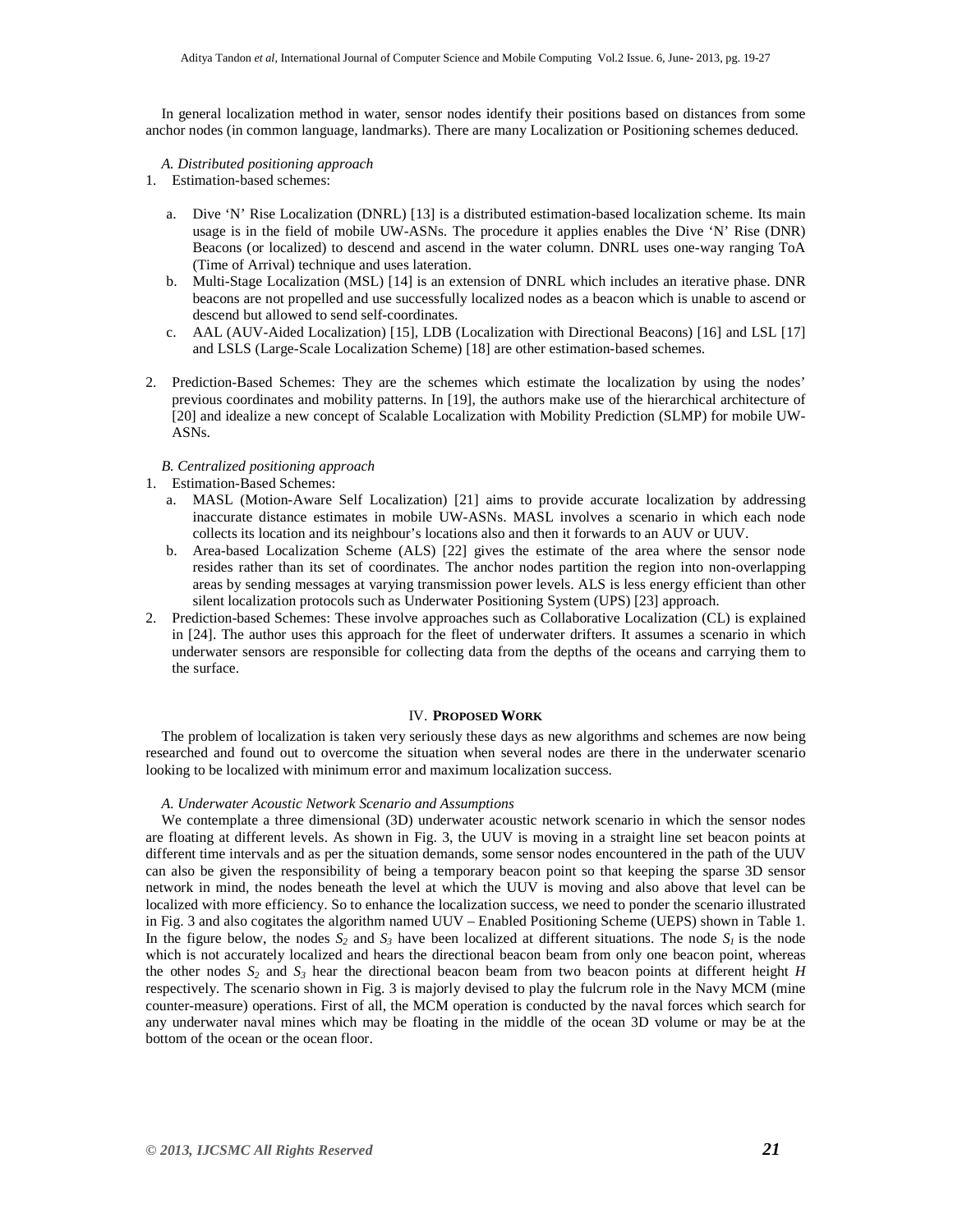In general localization method in water, sensor nodes identify their positions based on distances from some anchor nodes (in common language, landmarks). There are many Localization or Positioning schemes deduced.

*A. Distributed positioning approach*

1. Estimation-based schemes:
   a. Dive 'N' Rise Localization (DNRL) [13] is a distributed estimation-based localization scheme. Its main usage is in the field of mobile UW-ASNs. The procedure it applies enables the Dive 'N' Rise (DNR) Beacons (or localized) to descend and ascend in the water column. DNRL uses one-way ranging ToA (Time of Arrival) technique and uses lateration.
   b. Multi-Stage Localization (MSL) [14] is an extension of DNRL which includes an iterative phase. DNR beacons are not propelled and use successfully localized nodes as a beacon which is unable to ascend or descend but allowed to send self-coordinates.
   c. AAL (AUV-Aided Localization) [15], LDB (Localization with Directional Beacons) [16] and LSL [17] and LSLS (Large-Scale Localization Scheme) [18] are other estimation-based schemes.

2. Prediction-Based Schemes: They are the schemes which estimate the localization by using the nodes' previous coordinates and mobility patterns. In [19], the authors make use of the hierarchical architecture of [20] and idealize a new concept of Scalable Localization with Mobility Prediction (SLMP) for mobile UW-ASNs.

*B. Centralized positioning approach*

1. Estimation-Based Schemes:
   a. MASL (Motion-Aware Self Localization) [21] aims to provide accurate localization by addressing inaccurate distance estimates in mobile UW-ASNs. MASL involves a scenario in which each node collects its location and its neighbour's locations also and then it forwards to an AUV or UUV.
   b. Area-based Localization Scheme (ALS) [22] gives the estimate of the area where the sensor node resides rather than its set of coordinates. The anchor nodes partition the region into non-overlapping areas by sending messages at varying transmission power levels. ALS is less energy efficient than other silent localization protocols such as Underwater Positioning System (UPS) [23] approach.
2. Prediction-based Schemes: These involve approaches such as Collaborative Localization (CL) is explained in [24]. The author uses this approach for the fleet of underwater drifters. It assumes a scenario in which underwater sensors are responsible for collecting data from the depths of the oceans and carrying them to the surface.

## IV. **PROPOSED WORK**

The problem of localization is taken very seriously these days as new algorithms and schemes are now being researched and found out to overcome the situation when several nodes are there in the underwater scenario looking to be localized with minimum error and maximum localization success.

*A. Underwater Acoustic Network Scenario and Assumptions*

We contemplate a three dimensional (3D) underwater acoustic network scenario in which the sensor nodes are floating at different levels. As shown in Fig. 3, the UUV is moving in a straight line set beacon points at different time intervals and as per the situation demands, some sensor nodes encountered in the path of the UUV can also be given the responsibility of being a temporary beacon point so that keeping the sparse 3D sensor network in mind, the nodes beneath the level at which the UUV is moving and also above that level can be localized with more efficiency. So to enhance the localization success, we need to ponder the scenario illustrated in Fig. 3 and also cogitates the algorithm named UUV – Enabled Positioning Scheme (UEPS) shown in Table 1. In the figure below, the nodes $S_2$ and $S_3$ have been localized at different situations. The node $S_1$ is the node which is not accurately localized and hears the directional beacon beam from only one beacon point, whereas the other nodes $S_2$ and $S_3$ hear the directional beacon beam from two beacon points at different height $H$ respectively. The scenario shown in Fig. 3 is majorly devised to play the fulcrum role in the Navy MCM (mine counter-measure) operations. First of all, the MCM operation is conducted by the naval forces which search for any underwater naval mines which may be floating in the middle of the ocean 3D volume or may be at the bottom of the ocean or the ocean floor.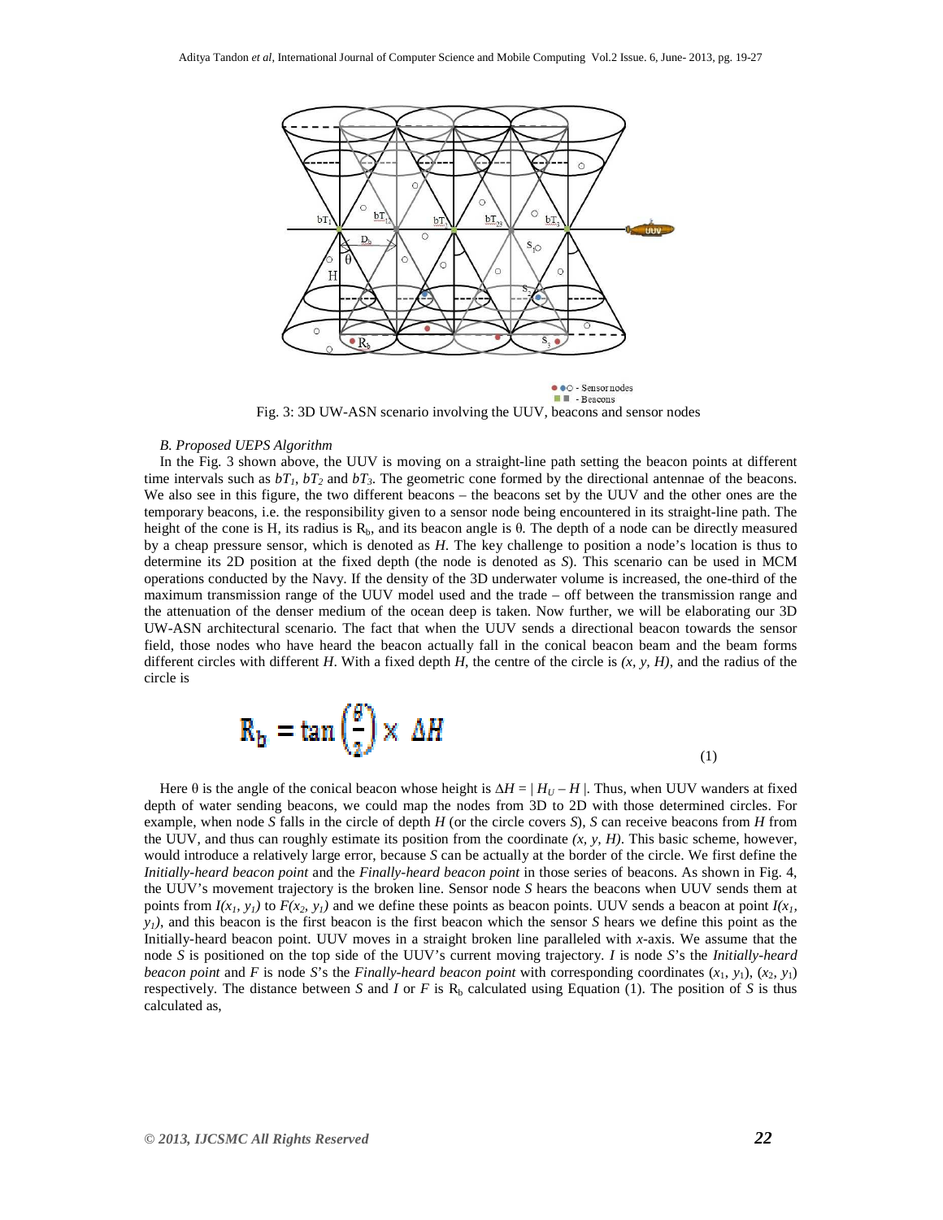Fig. 3: 3D UW-ASN scenario involving the UUV, beacons and sensor nodes

*B. Proposed UEPS Algorithm*

In the Fig. 3 shown above, the UUV is moving on a straight-line path setting the beacon points at different time intervals such as $bT_1$, $bT_2$ and $bT_3$. The geometric cone formed by the directional antennae of the beacons. We also see in this figure, the two different beacons – the beacons set by the UUV and the other ones are the temporary beacons, i.e. the responsibility given to a sensor node being encountered in its straight-line path. The height of the cone is H, its radius is $R_b$, and its beacon angle is θ. The depth of a node can be directly measured by a cheap pressure sensor, which is denoted as *H*. The key challenge to position a node's location is thus to determine its 2D position at the fixed depth (the node is denoted as *S*). This scenario can be used in MCM operations conducted by the Navy. If the density of the 3D underwater volume is increased, the one-third of the maximum transmission range of the UUV model used and the trade – off between the transmission range and the attenuation of the denser medium of the ocean deep is taken. Now further, we will be elaborating our 3D UW-ASN architectural scenario. The fact that when the UUV sends a directional beacon towards the sensor field, those nodes who have heard the beacon actually fall in the conical beacon beam and the beam forms different circles with different *H*. With a fixed depth *H*, the centre of the circle is $(x, y, H)$, and the radius of the circle is

$$R_b = \tan\left(\frac{\theta}{2}\right) \times \Delta H \tag{1}$$

Here θ is the angle of the conical beacon whose height is $\Delta H = |H_U - H|$. Thus, when UUV wanders at fixed depth of water sending beacons, we could map the nodes from 3D to 2D with those determined circles. For example, when node *S* falls in the circle of depth *H* (or the circle covers *S*), *S* can receive beacons from *H* from the UUV, and thus can roughly estimate its position from the coordinate $(x, y, H)$. This basic scheme, however, would introduce a relatively large error, because *S* can be actually at the border of the circle. We first define the *Initially-heard beacon point* and the *Finally-heard beacon point* in those series of beacons. As shown in Fig. 4, the UUV's movement trajectory is the broken line. Sensor node *S* hears the beacons when UUV sends them at points from $I(x_1, y_1)$ to $F(x_2, y_1)$ and we define these points as beacon points. UUV sends a beacon at point $I(x_1, y_1)$, and this beacon is the first beacon is the first beacon which the sensor *S* hears we define this point as the Initially-heard beacon point. UUV moves in a straight broken line paralleled with *x*-axis. We assume that the node *S* is positioned on the top side of the UUV's current moving trajectory. *I* is node *S*'s the *Initially-heard beacon point* and *F* is node *S*'s the *Finally-heard beacon point* with corresponding coordinates $(x_1, y_1)$, $(x_2, y_1)$ respectively. The distance between *S* and *I* or *F* is $R_b$ calculated using Equation (1). The position of *S* is thus calculated as,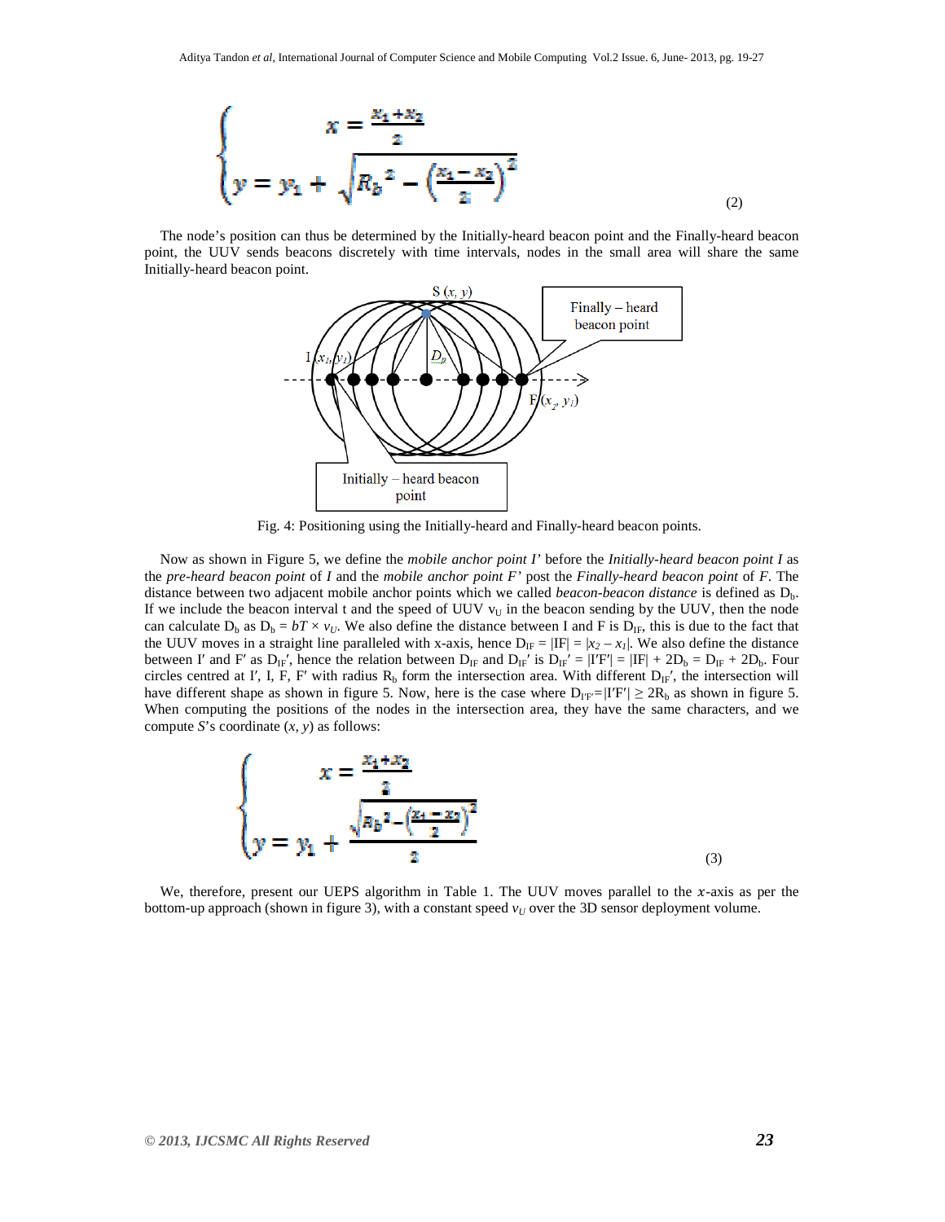$$
\begin{cases} x = \dfrac{x_1 + x_2}{2} \\ y = y_1 + \sqrt{R_b{}^2 - \left(\dfrac{x_1 - x_2}{2}\right)^2} \end{cases} \tag{2}
$$

The node's position can thus be determined by the Initially-heard beacon point and the Finally-heard beacon point, the UUV sends beacons discretely with time intervals, nodes in the small area will share the same Initially-heard beacon point.

Fig. 4: Positioning using the Initially-heard and Finally-heard beacon points.

Now as shown in Figure 5, we define the *mobile anchor point I'* before the *Initially-heard beacon point I* as the *pre-heard beacon point* of *I* and the *mobile anchor point F'* post the *Finally-heard beacon point* of *F*. The distance between two adjacent mobile anchor points which we called *beacon-beacon distance* is defined as $D_b$. If we include the beacon interval t and the speed of UUV $v_U$ in the beacon sending by the UUV, then the node can calculate $D_b$ as $D_b = bT \times v_U$. We also define the distance between I and F is $D_{IF}$, this is due to the fact that the UUV moves in a straight line paralleled with x-axis, hence $D_{IF} = |IF| = |x_2 - x_1|$. We also define the distance between I′ and F′ as $D_{IF}'$, hence the relation between $D_{IF}$ and $D_{IF}'$ is $D_{IF}' = |I'F'| = |IF| + 2D_b = D_{IF} + 2D_b$. Four circles centred at I′, I, F, F′ with radius $R_b$ form the intersection area. With different $D_{IF}'$, the intersection will have different shape as shown in figure 5. Now, here is the case where $D_{I'F'} = |I'F'| \geq 2R_b$ as shown in figure 5. When computing the positions of the nodes in the intersection area, they have the same characters, and we compute *S*'s coordinate (*x*, *y*) as follows:

$$
\begin{cases} x = \dfrac{x_1 + x_2}{2} \\ y = y_1 + \dfrac{\sqrt{R_b{}^2 - \left(\dfrac{x_1 - x_2}{2}\right)^2}}{2} \end{cases} \tag{3}
$$

We, therefore, present our UEPS algorithm in Table 1. The UUV moves parallel to the $x$-axis as per the bottom-up approach (shown in figure 3), with a constant speed $v_U$ over the 3D sensor deployment volume.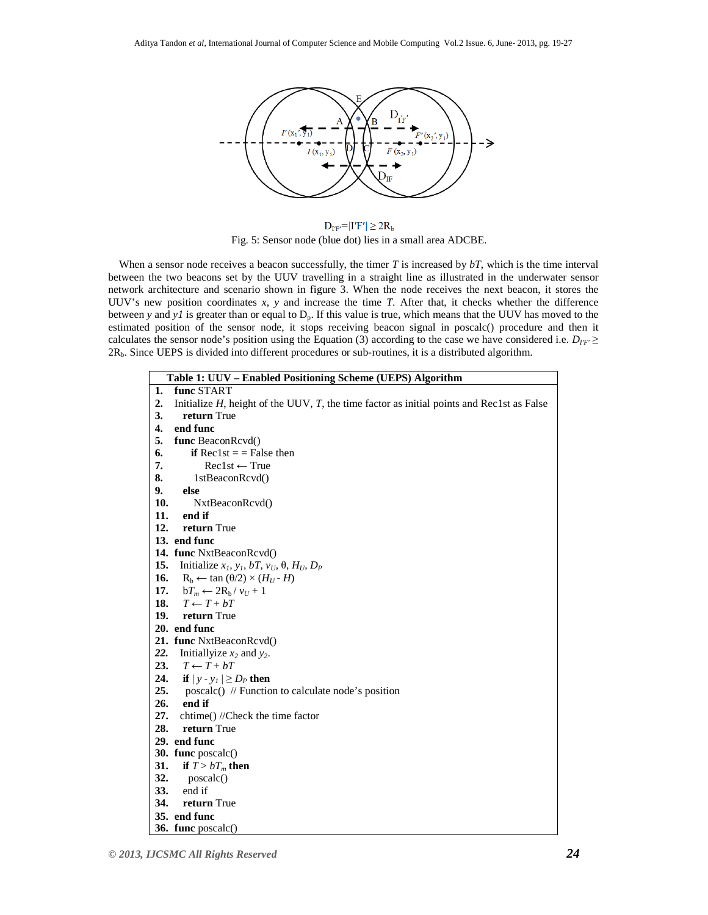$D_{I'F'}=|I'F'| \geq 2R_b$

Fig. 5: Sensor node (blue dot) lies in a small area ADCBE.

When a sensor node receives a beacon successfully, the timer $T$ is increased by $bT$, which is the time interval between the two beacons set by the UUV travelling in a straight line as illustrated in the underwater sensor network architecture and scenario shown in figure 3. When the node receives the next beacon, it stores the UUV's new position coordinates $x$, $y$ and increase the time $T$. After that, it checks whether the difference between $y$ and $y1$ is greater than or equal to $D_p$. If this value is true, which means that the UUV has moved to the estimated position of the sensor node, it stops receiving beacon signal in poscalc() procedure and then it calculates the sensor node's position using the Equation (3) according to the case we have considered i.e. $D_{I'F'} \geq 2R_b$. Since UEPS is divided into different procedures or sub-routines, it is a distributed algorithm.

**Table 1: UUV – Enabled Positioning Scheme (UEPS) Algorithm**

| |
|---|
| **1.** **func** START |
| **2.** Initialize $H$, height of the UUV, $T$, the time factor as initial points and Rec1st as False |
| **3.** **return** True |
| **4.** **end func** |
| **5.** **func** BeaconRcvd() |
| **6.** **if** Rec1st = = False then |
| **7.** Rec1st ← True |
| **8.** 1stBeaconRcvd() |
| **9.** **else** |
| **10.** NxtBeaconRcvd() |
| **11.** **end if** |
| **12.** **return** True |
| **13.** **end func** |
| **14.** **func** NxtBeaconRcvd() |
| **15.** Initialize $x_1$, $y_1$, $bT$, $v_U$, θ, $H_U$, $D_P$ |
| **16.** $R_b \leftarrow \tan(\theta/2) \times (H_U - H)$ |
| **17.** $bT_m \leftarrow 2R_b / v_U + 1$ |
| **18.** $T \leftarrow T + bT$ |
| **19.** **return** True |
| **20.** **end func** |
| **21.** **func** NxtBeaconRcvd() |
| **22.** Initiallyize $x_2$ and $y_2$. |
| **23.** $T \leftarrow T + bT$ |
| **24.** **if** $\mid y - y_1 \mid \geq D_P$ **then** |
| **25.** poscalc() // Function to calculate node's position |
| **26.** **end if** |
| **27.** chtime() //Check the time factor |
| **28.** **return** True |
| **29.** **end func** |
| **30.** **func** poscalc() |
| **31.** **if** $T > bT_m$ **then** |
| **32.** poscalc() |
| **33.** end if |
| **34.** **return** True |
| **35.** **end func** |
| **36.** **func** poscalc() |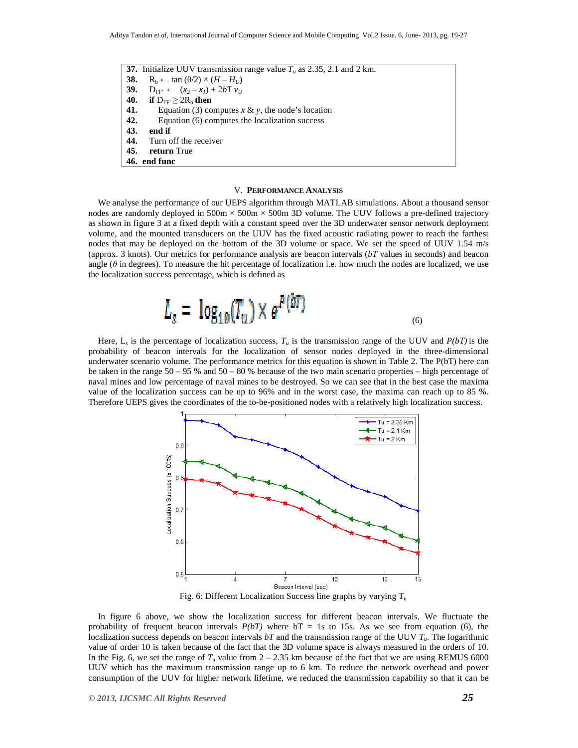```
37.  Initialize UUV transmission range value Tu as 2.35, 2.1 and 2 km.
38.    Rb ← tan (θ/2) × (H – HU)
39.    DI'F' ← (x2 – x1) + 2bT vU
40.    if DI'F' ≥ 2Rb then
41.        Equation (3) computes x & y, the node's location
42.        Equation (6) computes the localization success
43.    end if
44.    Turn off the receiver
45.    return True
46.  end func
```

## V. PERFORMANCE ANALYSIS

We analyse the performance of our UEPS algorithm through MATLAB simulations. About a thousand sensor nodes are randomly deployed in 500m × 500m × 500m 3D volume. The UUV follows a pre-defined trajectory as shown in figure 3 at a fixed depth with a constant speed over the 3D underwater sensor network deployment volume, and the mounted transducers on the UUV has the fixed acoustic radiating power to reach the farthest nodes that may be deployed on the bottom of the 3D volume or space. We set the speed of UUV 1.54 m/s (approx. 3 knots). Our metrics for performance analysis are beacon intervals ($bT$ values in seconds) and beacon angle ($\theta$ in degrees). To measure the hit percentage of localization i.e. how much the nodes are localized, we use the localization success percentage, which is defined as

$$L_s = \log_{10}(T_u) \times e^{P(bT)} \tag{6}$$

Here, $L_s$ is the percentage of localization success, $T_u$ is the transmission range of the UUV and $P(bT)$ is the probability of beacon intervals for the localization of sensor nodes deployed in the three-dimensional underwater scenario volume. The performance metrics for this equation is shown in Table 2. The P(bT) here can be taken in the range 50 – 95 % and 50 – 80 % because of the two main scenario properties – high percentage of naval mines and low percentage of naval mines to be destroyed. So we can see that in the best case the maxima value of the localization success can be up to 96% and in the worst case, the maxima can reach up to 85 %. Therefore UEPS gives the coordinates of the to-be-positioned nodes with a relatively high localization success.

Fig. 6: Different Localization Success line graphs by varying $T_u$

In figure 6 above, we show the localization success for different beacon intervals. We fluctuate the probability of frequent beacon intervals $P(bT)$ where bT = 1s to 15s. As we see from equation (6), the localization success depends on beacon intervals $bT$ and the transmission range of the UUV $T_u$. The logarithmic value of order 10 is taken because of the fact that the 3D volume space is always measured in the orders of 10. In the Fig. 6, we set the range of $T_u$ value from 2 – 2.35 km because of the fact that we are using REMUS 6000 UUV which has the maximum transmission range up to 6 km. To reduce the network overhead and power consumption of the UUV for higher network lifetime, we reduced the transmission capability so that it can be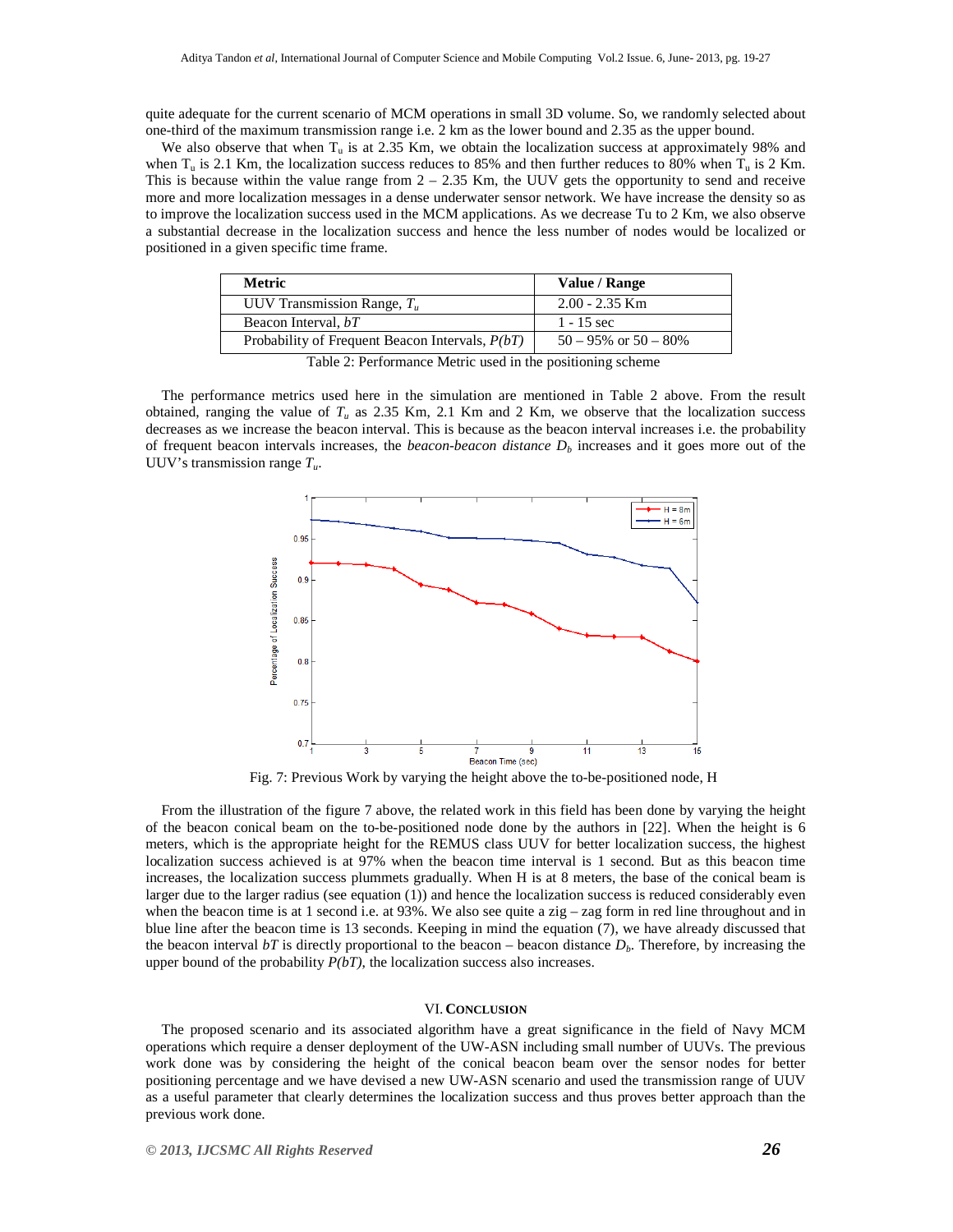quite adequate for the current scenario of MCM operations in small 3D volume. So, we randomly selected about one-third of the maximum transmission range i.e. 2 km as the lower bound and 2.35 as the upper bound.

We also observe that when $T_u$ is at 2.35 Km, we obtain the localization success at approximately 98% and when $T_u$ is 2.1 Km, the localization success reduces to 85% and then further reduces to 80% when $T_u$ is 2 Km. This is because within the value range from 2 – 2.35 Km, the UUV gets the opportunity to send and receive more and more localization messages in a dense underwater sensor network. We have increase the density so as to improve the localization success used in the MCM applications. As we decrease Tu to 2 Km, we also observe a substantial decrease in the localization success and hence the less number of nodes would be localized or positioned in a given specific time frame.

| Metric | Value / Range |
|---|---|
| UUV Transmission Range, $T_u$ | 2.00 - 2.35 Km |
| Beacon Interval, *bT* | 1 - 15 sec |
| Probability of Frequent Beacon Intervals, *P(bT)* | 50 – 95% or 50 – 80% |

Table 2: Performance Metric used in the positioning scheme

The performance metrics used here in the simulation are mentioned in Table 2 above. From the result obtained, ranging the value of $T_u$ as 2.35 Km, 2.1 Km and 2 Km, we observe that the localization success decreases as we increase the beacon interval. This is because as the beacon interval increases i.e. the probability of frequent beacon intervals increases, the *beacon-beacon distance* $D_b$ increases and it goes more out of the UUV's transmission range $T_u$.

Fig. 7: Previous Work by varying the height above the to-be-positioned node, H

From the illustration of the figure 7 above, the related work in this field has been done by varying the height of the beacon conical beam on the to-be-positioned node done by the authors in [22]. When the height is 6 meters, which is the appropriate height for the REMUS class UUV for better localization success, the highest localization success achieved is at 97% when the beacon time interval is 1 second. But as this beacon time increases, the localization success plummets gradually. When H is at 8 meters, the base of the conical beam is larger due to the larger radius (see equation (1)) and hence the localization success is reduced considerably even when the beacon time is at 1 second i.e. at 93%. We also see quite a zig – zag form in red line throughout and in blue line after the beacon time is 13 seconds. Keeping in mind the equation (7), we have already discussed that the beacon interval *bT* is directly proportional to the beacon – beacon distance $D_b$. Therefore, by increasing the upper bound of the probability *P(bT)*, the localization success also increases.

## VI. Conclusion

The proposed scenario and its associated algorithm have a great significance in the field of Navy MCM operations which require a denser deployment of the UW-ASN including small number of UUVs. The previous work done was by considering the height of the conical beacon beam over the sensor nodes for better positioning percentage and we have devised a new UW-ASN scenario and used the transmission range of UUV as a useful parameter that clearly determines the localization success and thus proves better approach than the previous work done.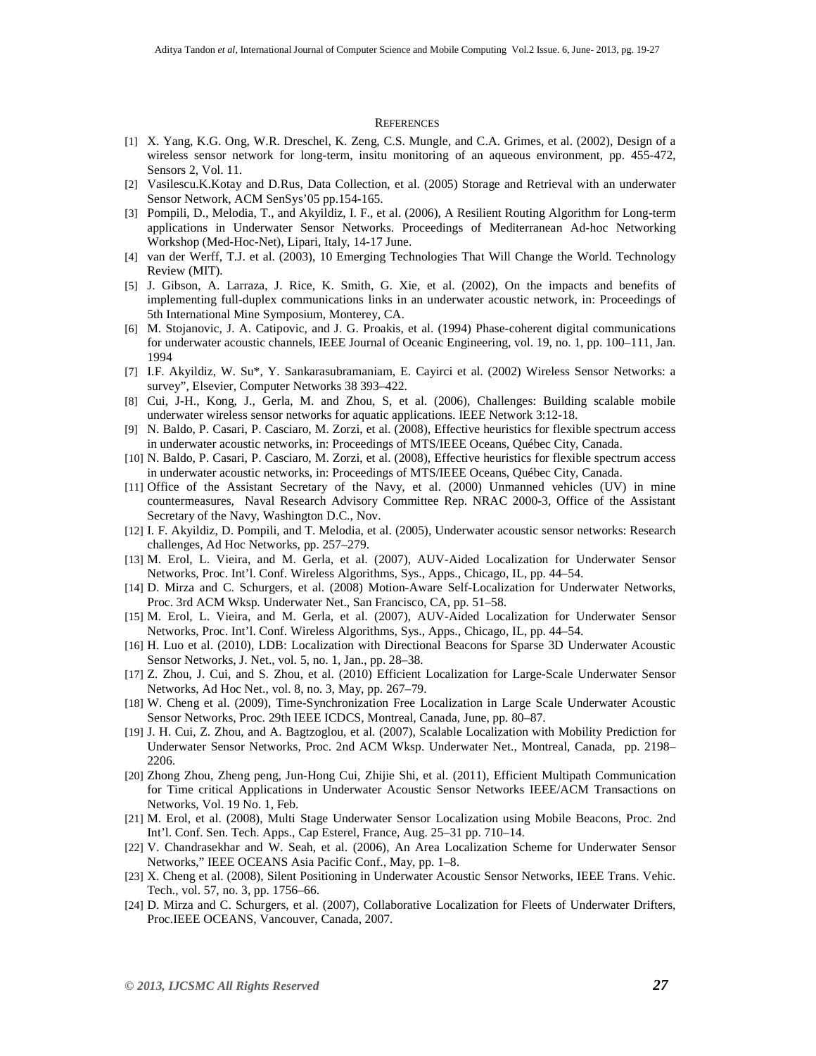## References

[1] X. Yang, K.G. Ong, W.R. Dreschel, K. Zeng, C.S. Mungle, and C.A. Grimes, et al. (2002), Design of a wireless sensor network for long-term, insitu monitoring of an aqueous environment, pp. 455-472, Sensors 2, Vol. 11.

[2] Vasilescu.K.Kotay and D.Rus, Data Collection, et al. (2005) Storage and Retrieval with an underwater Sensor Network, ACM SenSys'05 pp.154-165.

[3] Pompili, D., Melodia, T., and Akyildiz, I. F., et al. (2006), A Resilient Routing Algorithm for Long-term applications in Underwater Sensor Networks. Proceedings of Mediterranean Ad-hoc Networking Workshop (Med-Hoc-Net), Lipari, Italy, 14-17 June.

[4] van der Werff, T.J. et al. (2003), 10 Emerging Technologies That Will Change the World. Technology Review (MIT).

[5] J. Gibson, A. Larraza, J. Rice, K. Smith, G. Xie, et al. (2002), On the impacts and benefits of implementing full-duplex communications links in an underwater acoustic network, in: Proceedings of 5th International Mine Symposium, Monterey, CA.

[6] M. Stojanovic, J. A. Catipovic, and J. G. Proakis, et al. (1994) Phase-coherent digital communications for underwater acoustic channels, IEEE Journal of Oceanic Engineering, vol. 19, no. 1, pp. 100–111, Jan. 1994

[7] I.F. Akyildiz, W. Su*, Y. Sankarasubramaniam, E. Cayirci et al. (2002) Wireless Sensor Networks: a survey", Elsevier, Computer Networks 38 393–422.

[8] Cui, J-H., Kong, J., Gerla, M. and Zhou, S, et al. (2006), Challenges: Building scalable mobile underwater wireless sensor networks for aquatic applications. IEEE Network 3:12-18.

[9] N. Baldo, P. Casari, P. Casciaro, M. Zorzi, et al. (2008), Effective heuristics for flexible spectrum access in underwater acoustic networks, in: Proceedings of MTS/IEEE Oceans, Québec City, Canada.

[10] N. Baldo, P. Casari, P. Casciaro, M. Zorzi, et al. (2008), Effective heuristics for flexible spectrum access in underwater acoustic networks, in: Proceedings of MTS/IEEE Oceans, Québec City, Canada.

[11] Office of the Assistant Secretary of the Navy, et al. (2000) Unmanned vehicles (UV) in mine countermeasures, Naval Research Advisory Committee Rep. NRAC 2000-3, Office of the Assistant Secretary of the Navy, Washington D.C., Nov.

[12] I. F. Akyildiz, D. Pompili, and T. Melodia, et al. (2005), Underwater acoustic sensor networks: Research challenges, Ad Hoc Networks, pp. 257–279.

[13] M. Erol, L. Vieira, and M. Gerla, et al. (2007), AUV-Aided Localization for Underwater Sensor Networks, Proc. Int'l. Conf. Wireless Algorithms, Sys., Apps., Chicago, IL, pp. 44–54.

[14] D. Mirza and C. Schurgers, et al. (2008) Motion-Aware Self-Localization for Underwater Networks, Proc. 3rd ACM Wksp. Underwater Net., San Francisco, CA, pp. 51–58.

[15] M. Erol, L. Vieira, and M. Gerla, et al. (2007), AUV-Aided Localization for Underwater Sensor Networks, Proc. Int'l. Conf. Wireless Algorithms, Sys., Apps., Chicago, IL, pp. 44–54.

[16] H. Luo et al. (2010), LDB: Localization with Directional Beacons for Sparse 3D Underwater Acoustic Sensor Networks, J. Net., vol. 5, no. 1, Jan., pp. 28–38.

[17] Z. Zhou, J. Cui, and S. Zhou, et al. (2010) Efficient Localization for Large-Scale Underwater Sensor Networks, Ad Hoc Net., vol. 8, no. 3, May, pp. 267–79.

[18] W. Cheng et al. (2009), Time-Synchronization Free Localization in Large Scale Underwater Acoustic Sensor Networks, Proc. 29th IEEE ICDCS, Montreal, Canada, June, pp. 80–87.

[19] J. H. Cui, Z. Zhou, and A. Bagtzoglou, et al. (2007), Scalable Localization with Mobility Prediction for Underwater Sensor Networks, Proc. 2nd ACM Wksp. Underwater Net., Montreal, Canada, pp. 2198–2206.

[20] Zhong Zhou, Zheng peng, Jun-Hong Cui, Zhijie Shi, et al. (2011), Efficient Multipath Communication for Time critical Applications in Underwater Acoustic Sensor Networks IEEE/ACM Transactions on Networks, Vol. 19 No. 1, Feb.

[21] M. Erol, et al. (2008), Multi Stage Underwater Sensor Localization using Mobile Beacons, Proc. 2nd Int'l. Conf. Sen. Tech. Apps., Cap Esterel, France, Aug. 25–31 pp. 710–14.

[22] V. Chandrasekhar and W. Seah, et al. (2006), An Area Localization Scheme for Underwater Sensor Networks," IEEE OCEANS Asia Pacific Conf., May, pp. 1–8.

[23] X. Cheng et al. (2008), Silent Positioning in Underwater Acoustic Sensor Networks, IEEE Trans. Vehic. Tech., vol. 57, no. 3, pp. 1756–66.

[24] D. Mirza and C. Schurgers, et al. (2007), Collaborative Localization for Fleets of Underwater Drifters, Proc.IEEE OCEANS, Vancouver, Canada, 2007.